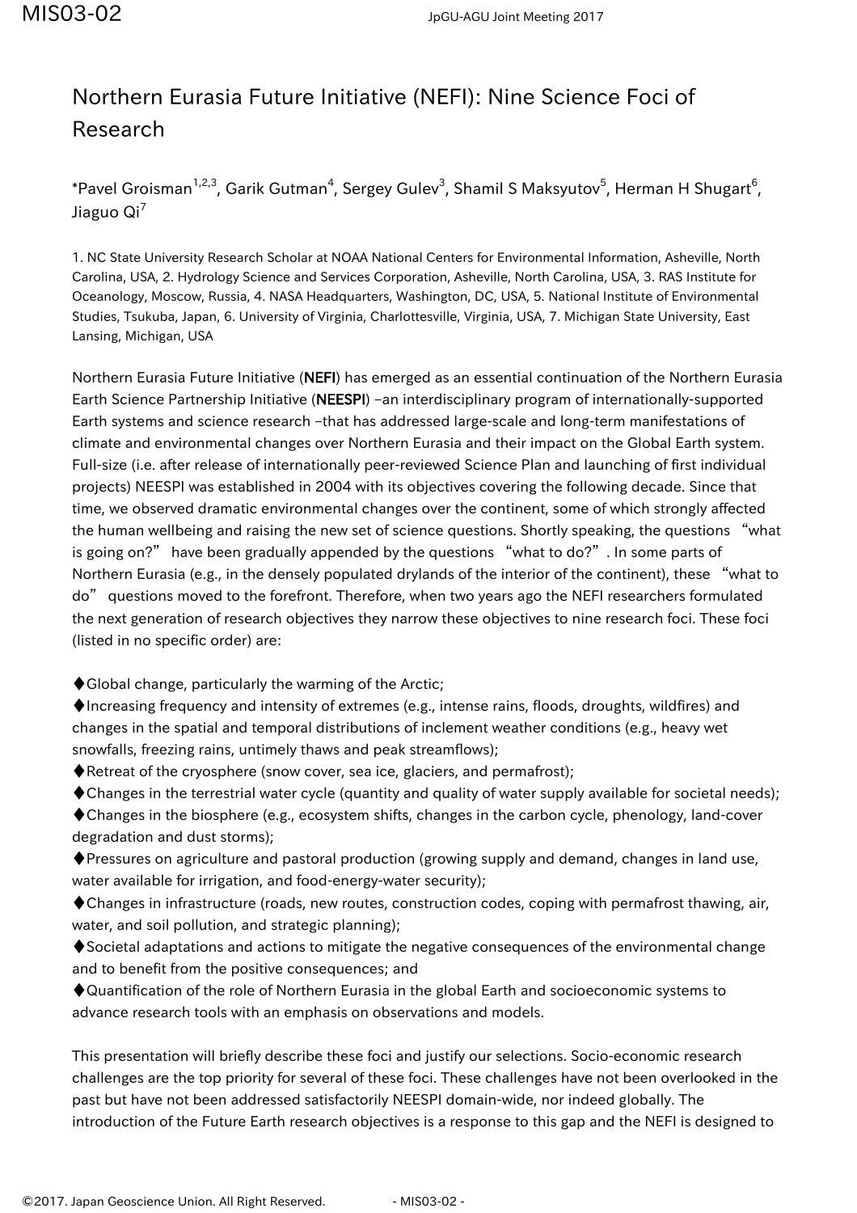# Northern Eurasia Future Initiative (NEFI): Nine Science Foci of Research

*Pavel Groisman[1,2,3], Garik Gutman[4], Sergey Gulev[3], Shamil S Maksyutov[5], Herman H Shugart[6], Jiaguo Qi[7]

1. NC State University Research Scholar at NOAA National Centers for Environmental Information, Asheville, North Carolina, USA, 2. Hydrology Science and Services Corporation, Asheville, North Carolina, USA, 3. RAS Institute for Oceanology, Moscow, Russia, 4. NASA Headquarters, Washington, DC, USA, 5. National Institute of Environmental Studies, Tsukuba, Japan, 6. University of Virginia, Charlottesville, Virginia, USA, 7. Michigan State University, East Lansing, Michigan, USA

Northern Eurasia Future Initiative (**NEFI**) has emerged as an essential continuation of the Northern Eurasia Earth Science Partnership Initiative (**NEESPI**) –an interdisciplinary program of internationally-supported Earth systems and science research –that has addressed large-scale and long-term manifestations of climate and environmental changes over Northern Eurasia and their impact on the Global Earth system. Full-size (i.e. after release of internationally peer-reviewed Science Plan and launching of first individual projects) NEESPI was established in 2004 with its objectives covering the following decade. Since that time, we observed dramatic environmental changes over the continent, some of which strongly affected the human wellbeing and raising the new set of science questions. Shortly speaking, the questions "what is going on?" have been gradually appended by the questions "what to do?". In some parts of Northern Eurasia (e.g., in the densely populated drylands of the interior of the continent), these "what to do" questions moved to the forefront. Therefore, when two years ago the NEFI researchers formulated the next generation of research objectives they narrow these objectives to nine research foci. These foci (listed in no specific order) are:

- ♦Global change, particularly the warming of the Arctic;
- ♦Increasing frequency and intensity of extremes (e.g., intense rains, floods, droughts, wildfires) and changes in the spatial and temporal distributions of inclement weather conditions (e.g., heavy wet snowfalls, freezing rains, untimely thaws and peak streamflows);
- ♦Retreat of the cryosphere (snow cover, sea ice, glaciers, and permafrost);
- ♦Changes in the terrestrial water cycle (quantity and quality of water supply available for societal needs);
- ♦Changes in the biosphere (e.g., ecosystem shifts, changes in the carbon cycle, phenology, land-cover degradation and dust storms);
- ♦Pressures on agriculture and pastoral production (growing supply and demand, changes in land use, water available for irrigation, and food-energy-water security);
- ♦Changes in infrastructure (roads, new routes, construction codes, coping with permafrost thawing, air, water, and soil pollution, and strategic planning);
- ♦Societal adaptations and actions to mitigate the negative consequences of the environmental change and to benefit from the positive consequences; and
- ♦Quantification of the role of Northern Eurasia in the global Earth and socioeconomic systems to advance research tools with an emphasis on observations and models.

This presentation will briefly describe these foci and justify our selections. Socio-economic research challenges are the top priority for several of these foci. These challenges have not been overlooked in the past but have not been addressed satisfactorily NEESPI domain-wide, nor indeed globally. The introduction of the Future Earth research objectives is a response to this gap and the NEFI is designed to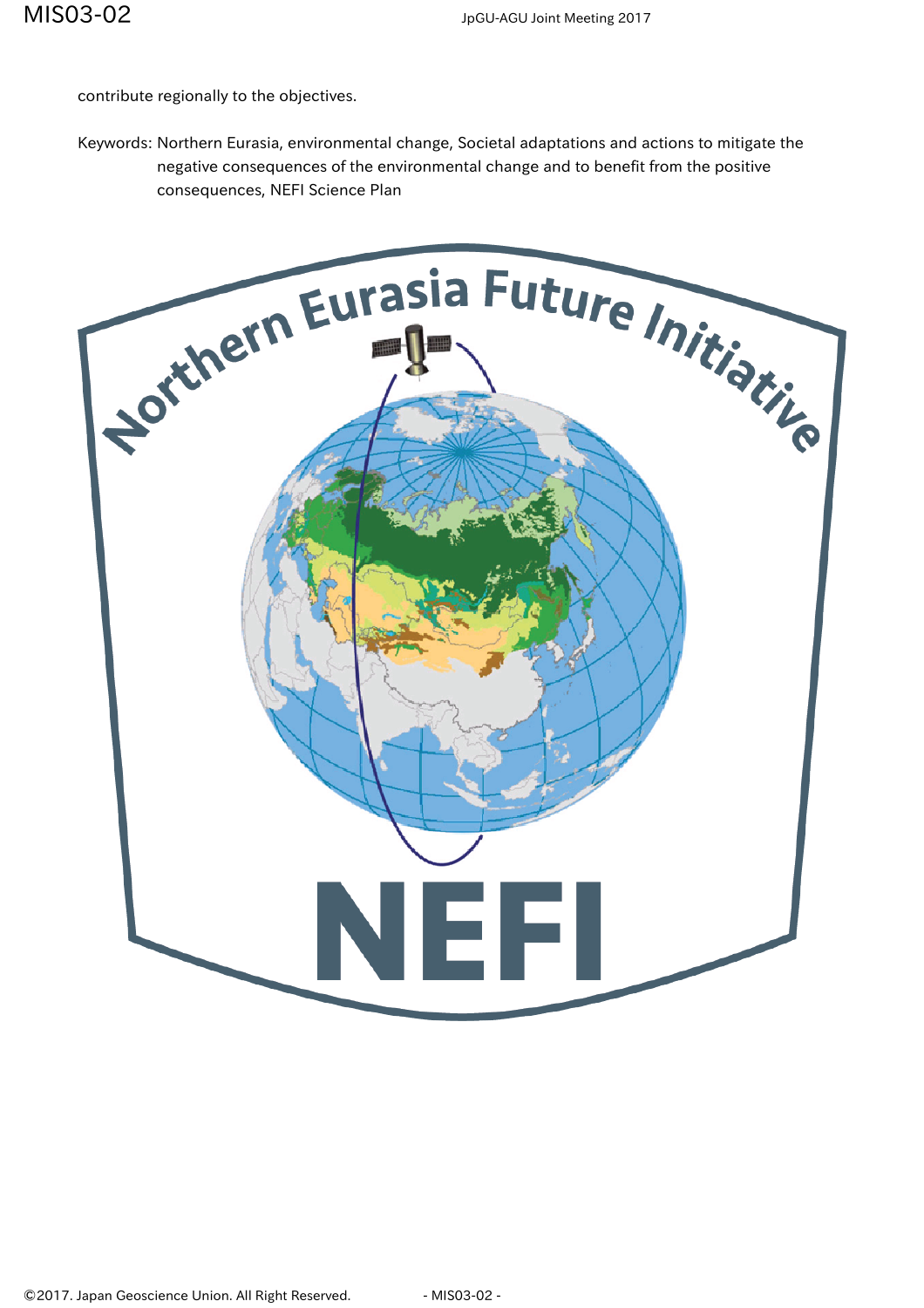contribute regionally to the objectives.

Keywords: Northern Eurasia, environmental change, Societal adaptations and actions to mitigate the negative consequences of the environmental change and to benefit from the positive consequences, NEFI Science Plan